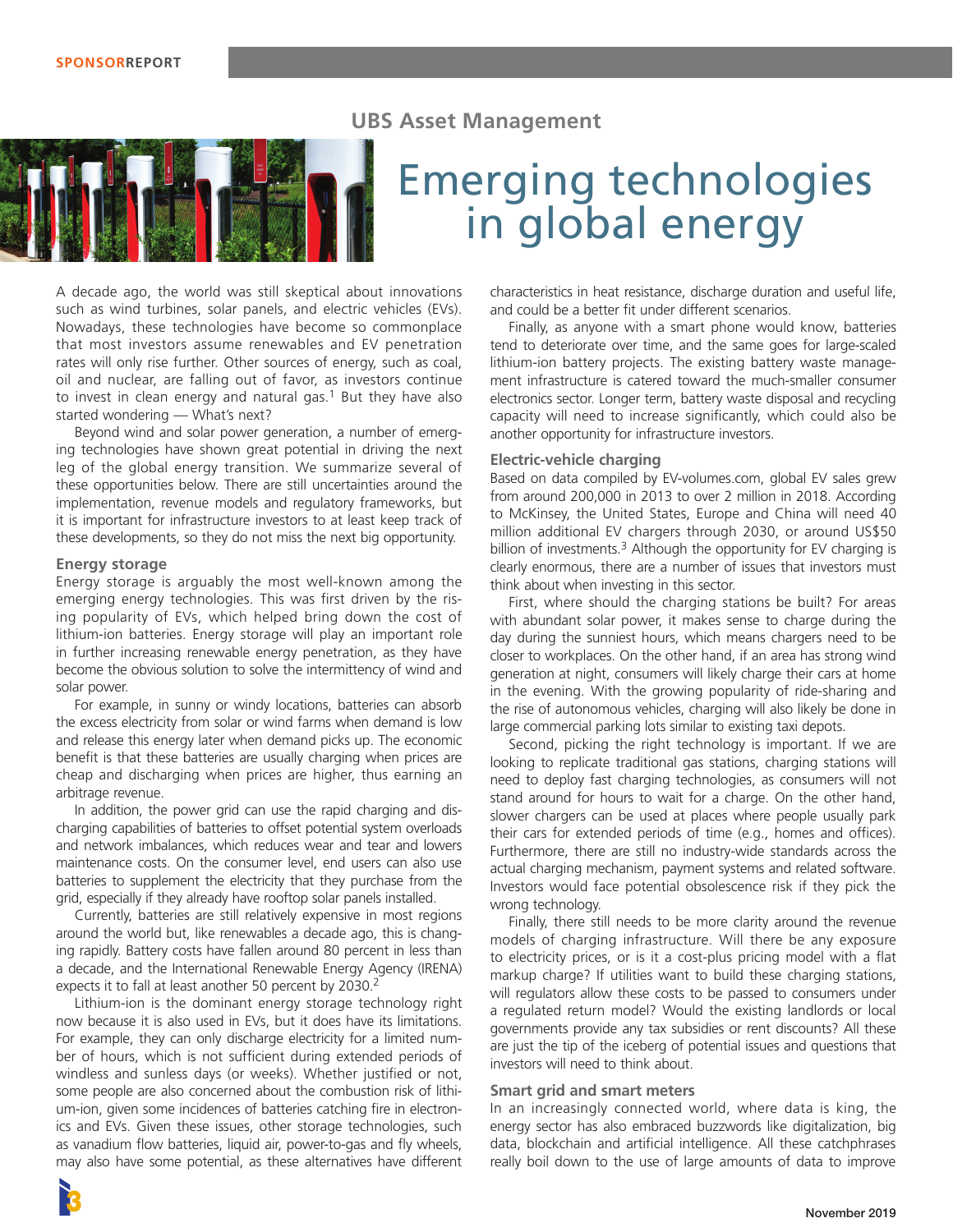SPONSORREPORT

UBS Asset Management

# Emerging technologies in global energy

A decade ago, the world was still skeptical about innovations such as wind turbines, solar panels, and electric vehicles (EVs). Nowadays, these technologies have become so commonplace that most investors assume renewables and EV penetration rates will only rise further. Other sources of energy, such as coal, oil and nuclear, are falling out of favor, as investors continue to invest in clean energy and natural gas.[1] But they have also started wondering — What's next?

Beyond wind and solar power generation, a number of emerging technologies have shown great potential in driving the next leg of the global energy transition. We summarize several of these opportunities below. There are still uncertainties around the implementation, revenue models and regulatory frameworks, but it is important for infrastructure investors to at least keep track of these developments, so they do not miss the next big opportunity.

## Energy storage

Energy storage is arguably the most well-known among the emerging energy technologies. This was first driven by the rising popularity of EVs, which helped bring down the cost of lithium-ion batteries. Energy storage will play an important role in further increasing renewable energy penetration, as they have become the obvious solution to solve the intermittency of wind and solar power.

For example, in sunny or windy locations, batteries can absorb the excess electricity from solar or wind farms when demand is low and release this energy later when demand picks up. The economic benefit is that these batteries are usually charging when prices are cheap and discharging when prices are higher, thus earning an arbitrage revenue.

In addition, the power grid can use the rapid charging and discharging capabilities of batteries to offset potential system overloads and network imbalances, which reduces wear and tear and lowers maintenance costs. On the consumer level, end users can also use batteries to supplement the electricity that they purchase from the grid, especially if they already have rooftop solar panels installed.

Currently, batteries are still relatively expensive in most regions around the world but, like renewables a decade ago, this is changing rapidly. Battery costs have fallen around 80 percent in less than a decade, and the International Renewable Energy Agency (IRENA) expects it to fall at least another 50 percent by 2030.[2]

Lithium-ion is the dominant energy storage technology right now because it is also used in EVs, but it does have its limitations. For example, they can only discharge electricity for a limited number of hours, which is not sufficient during extended periods of windless and sunless days (or weeks). Whether justified or not, some people are also concerned about the combustion risk of lithium-ion, given some incidences of batteries catching fire in electronics and EVs. Given these issues, other storage technologies, such as vanadium flow batteries, liquid air, power-to-gas and fly wheels, may also have some potential, as these alternatives have different characteristics in heat resistance, discharge duration and useful life, and could be a better fit under different scenarios.

Finally, as anyone with a smart phone would know, batteries tend to deteriorate over time, and the same goes for large-scaled lithium-ion battery projects. The existing battery waste management infrastructure is catered toward the much-smaller consumer electronics sector. Longer term, battery waste disposal and recycling capacity will need to increase significantly, which could also be another opportunity for infrastructure investors.

## Electric-vehicle charging

Based on data compiled by EV-volumes.com, global EV sales grew from around 200,000 in 2013 to over 2 million in 2018. According to McKinsey, the United States, Europe and China will need 40 million additional EV chargers through 2030, or around US$50 billion of investments.[3] Although the opportunity for EV charging is clearly enormous, there are a number of issues that investors must think about when investing in this sector.

First, where should the charging stations be built? For areas with abundant solar power, it makes sense to charge during the day during the sunniest hours, which means chargers need to be closer to workplaces. On the other hand, if an area has strong wind generation at night, consumers will likely charge their cars at home in the evening. With the growing popularity of ride-sharing and the rise of autonomous vehicles, charging will also likely be done in large commercial parking lots similar to existing taxi depots.

Second, picking the right technology is important. If we are looking to replicate traditional gas stations, charging stations will need to deploy fast charging technologies, as consumers will not stand around for hours to wait for a charge. On the other hand, slower chargers can be used at places where people usually park their cars for extended periods of time (e.g., homes and offices). Furthermore, there are still no industry-wide standards across the actual charging mechanism, payment systems and related software. Investors would face potential obsolescence risk if they pick the wrong technology.

Finally, there still needs to be more clarity around the revenue models of charging infrastructure. Will there be any exposure to electricity prices, or is it a cost-plus pricing model with a flat markup charge? If utilities want to build these charging stations, will regulators allow these costs to be passed to consumers under a regulated return model? Would the existing landlords or local governments provide any tax subsidies or rent discounts? All these are just the tip of the iceberg of potential issues and questions that investors will need to think about.

## Smart grid and smart meters

In an increasingly connected world, where data is king, the energy sector has also embraced buzzwords like digitalization, big data, blockchain and artificial intelligence. All these catchphrases really boil down to the use of large amounts of data to improve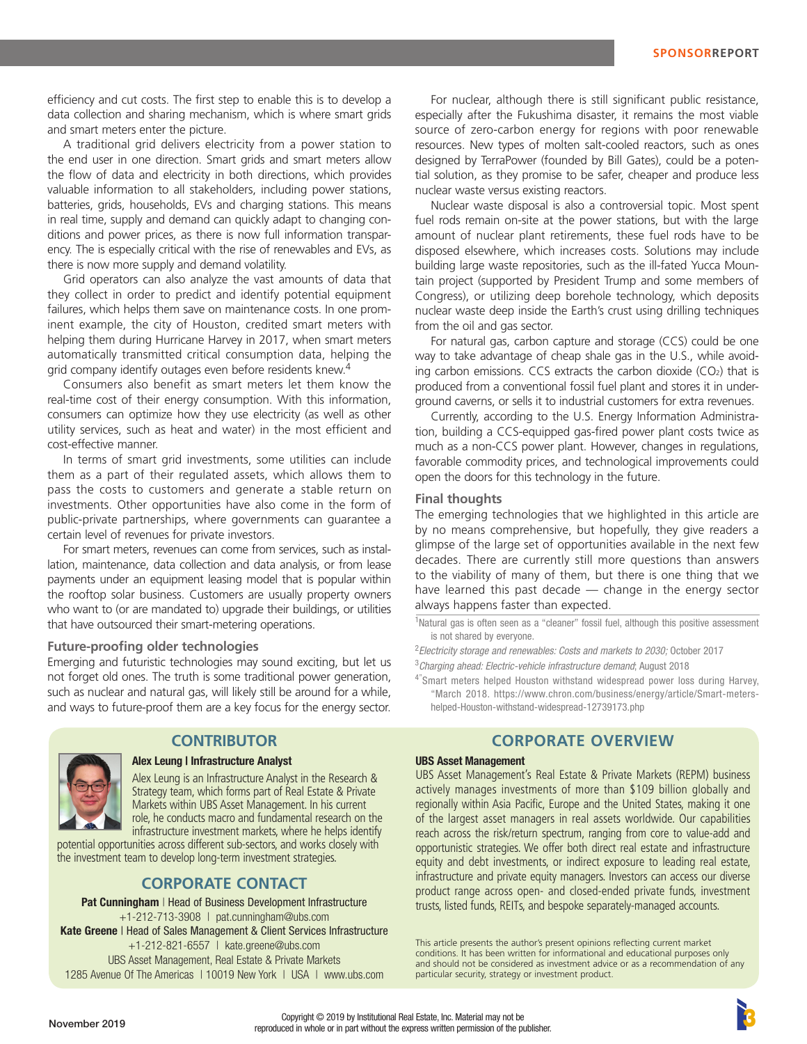efficiency and cut costs. The first step to enable this is to develop a data collection and sharing mechanism, which is where smart grids and smart meters enter the picture.

A traditional grid delivers electricity from a power station to the end user in one direction. Smart grids and smart meters allow the flow of data and electricity in both directions, which provides valuable information to all stakeholders, including power stations, batteries, grids, households, EVs and charging stations. This means in real time, supply and demand can quickly adapt to changing conditions and power prices, as there is now full information transparency. The is especially critical with the rise of renewables and EVs, as there is now more supply and demand volatility.

Grid operators can also analyze the vast amounts of data that they collect in order to predict and identify potential equipment failures, which helps them save on maintenance costs. In one prominent example, the city of Houston, credited smart meters with helping them during Hurricane Harvey in 2017, when smart meters automatically transmitted critical consumption data, helping the grid company identify outages even before residents knew.[4]

Consumers also benefit as smart meters let them know the real-time cost of their energy consumption. With this information, consumers can optimize how they use electricity (as well as other utility services, such as heat and water) in the most efficient and cost-effective manner.

In terms of smart grid investments, some utilities can include them as a part of their regulated assets, which allows them to pass the costs to customers and generate a stable return on investments. Other opportunities have also come in the form of public-private partnerships, where governments can guarantee a certain level of revenues for private investors.

For smart meters, revenues can come from services, such as installation, maintenance, data collection and data analysis, or from lease payments under an equipment leasing model that is popular within the rooftop solar business. Customers are usually property owners who want to (or are mandated to) upgrade their buildings, or utilities that have outsourced their smart-metering operations.

### Future-proofing older technologies

Emerging and futuristic technologies may sound exciting, but let us not forget old ones. The truth is some traditional power generation, such as nuclear and natural gas, will likely still be around for a while, and ways to future-proof them are a key focus for the energy sector.

For nuclear, although there is still significant public resistance, especially after the Fukushima disaster, it remains the most viable source of zero-carbon energy for regions with poor renewable resources. New types of molten salt-cooled reactors, such as ones designed by TerraPower (founded by Bill Gates), could be a potential solution, as they promise to be safer, cheaper and produce less nuclear waste versus existing reactors.

Nuclear waste disposal is also a controversial topic. Most spent fuel rods remain on-site at the power stations, but with the large amount of nuclear plant retirements, these fuel rods have to be disposed elsewhere, which increases costs. Solutions may include building large waste repositories, such as the ill-fated Yucca Mountain project (supported by President Trump and some members of Congress), or utilizing deep borehole technology, which deposits nuclear waste deep inside the Earth's crust using drilling techniques from the oil and gas sector.

For natural gas, carbon capture and storage (CCS) could be one way to take advantage of cheap shale gas in the U.S., while avoiding carbon emissions. CCS extracts the carbon dioxide ($CO_2$) that is produced from a conventional fossil fuel plant and stores it in underground caverns, or sells it to industrial customers for extra revenues.

Currently, according to the U.S. Energy Information Administration, building a CCS-equipped gas-fired power plant costs twice as much as a non-CCS power plant. However, changes in regulations, favorable commodity prices, and technological improvements could open the doors for this technology in the future.

### Final thoughts

The emerging technologies that we highlighted in this article are by no means comprehensive, but hopefully, they give readers a glimpse of the large set of opportunities available in the next few decades. There are currently still more questions than answers to the viability of many of them, but there is one thing that we have learned this past decade — change in the energy sector always happens faster than expected.

[1] Natural gas is often seen as a "cleaner" fossil fuel, although this positive assessment is not shared by everyone.

[2] *Electricity storage and renewables: Costs and markets to 2030;* October 2017

[3] *Charging ahead: Electric-vehicle infrastructure demand*; August 2018

[4] "Smart meters helped Houston withstand widespread power loss during Harvey, "March 2018. https://www.chron.com/business/energy/article/Smart-meters-helped-Houston-withstand-widespread-12739173.php

## CONTRIBUTOR

**Alex Leung | Infrastructure Analyst**

Alex Leung is an Infrastructure Analyst in the Research & Strategy team, which forms part of Real Estate & Private Markets within UBS Asset Management. In his current role, he conducts macro and fundamental research on the infrastructure investment markets, where he helps identify potential opportunities across different sub-sectors, and works closely with the investment team to develop long-term investment strategies.

## CORPORATE CONTACT

**Pat Cunningham** | Head of Business Development Infrastructure
+1-212-713-3908 | pat.cunningham@ubs.com

**Kate Greene** | Head of Sales Management & Client Services Infrastructure
+1-212-821-6557 | kate.greene@ubs.com

UBS Asset Management, Real Estate & Private Markets
1285 Avenue Of The Americas | 10019 New York | USA | www.ubs.com

## CORPORATE OVERVIEW

**UBS Asset Management**

UBS Asset Management's Real Estate & Private Markets (REPM) business actively manages investments of more than $109 billion globally and regionally within Asia Pacific, Europe and the United States, making it one of the largest asset managers in real assets worldwide. Our capabilities reach across the risk/return spectrum, ranging from core to value-add and opportunistic strategies. We offer both direct real estate and infrastructure equity and debt investments, or indirect exposure to leading real estate, infrastructure and private equity managers. Investors can access our diverse product range across open- and closed-ended private funds, investment trusts, listed funds, REITs, and bespoke separately-managed accounts.

This article presents the author's present opinions reflecting current market conditions. It has been written for informational and educational purposes only and should not be considered as investment advice or as a recommendation of any particular security, strategy or investment product.